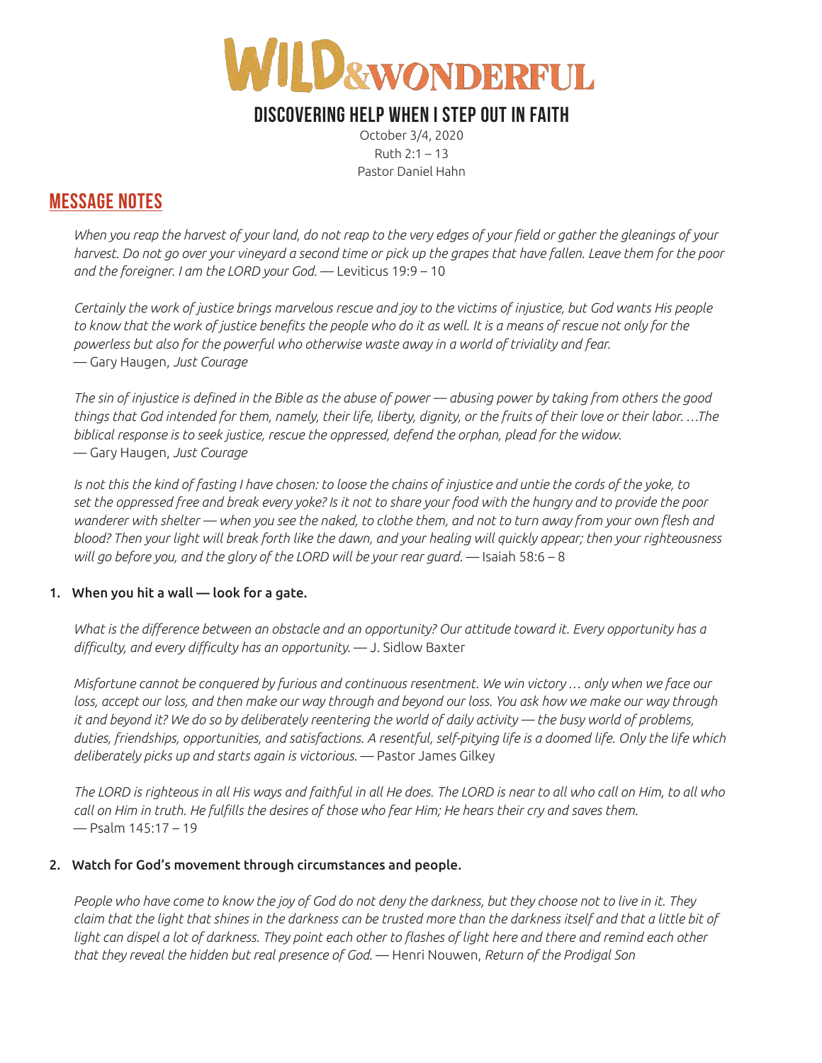# WILD & WONDERFUL

## DISCOVERING HELP WHEN I STEP OUT IN FAITH

October 3/4, 2020
Ruth 2:1 – 13
Pastor Daniel Hahn

## MESSAGE NOTES

*When you reap the harvest of your land, do not reap to the very edges of your field or gather the gleanings of your harvest. Do not go over your vineyard a second time or pick up the grapes that have fallen. Leave them for the poor and the foreigner. I am the LORD your God.* — Leviticus 19:9 – 10

*Certainly the work of justice brings marvelous rescue and joy to the victims of injustice, but God wants His people to know that the work of justice benefits the people who do it as well. It is a means of rescue not only for the powerless but also for the powerful who otherwise waste away in a world of triviality and fear.*
— Gary Haugen, *Just Courage*

*The sin of injustice is defined in the Bible as the abuse of power — abusing power by taking from others the good things that God intended for them, namely, their life, liberty, dignity, or the fruits of their love or their labor. …The biblical response is to seek justice, rescue the oppressed, defend the orphan, plead for the widow.*
— Gary Haugen, *Just Courage*

*Is not this the kind of fasting I have chosen: to loose the chains of injustice and untie the cords of the yoke, to set the oppressed free and break every yoke? Is it not to share your food with the hungry and to provide the poor wanderer with shelter — when you see the naked, to clothe them, and not to turn away from your own flesh and blood? Then your light will break forth like the dawn, and your healing will quickly appear; then your righteousness will go before you, and the glory of the LORD will be your rear guard.* — Isaiah 58:6 – 8

1. **When you hit a wall — look for a gate.**

*What is the difference between an obstacle and an opportunity? Our attitude toward it. Every opportunity has a difficulty, and every difficulty has an opportunity.* — J. Sidlow Baxter

*Misfortune cannot be conquered by furious and continuous resentment. We win victory … only when we face our loss, accept our loss, and then make our way through and beyond our loss. You ask how we make our way through it and beyond it? We do so by deliberately reentering the world of daily activity — the busy world of problems, duties, friendships, opportunities, and satisfactions. A resentful, self-pitying life is a doomed life. Only the life which deliberately picks up and starts again is victorious.* — Pastor James Gilkey

*The LORD is righteous in all His ways and faithful in all He does. The LORD is near to all who call on Him, to all who call on Him in truth. He fulfills the desires of those who fear Him; He hears their cry and saves them.*
— Psalm 145:17 – 19

2. **Watch for God's movement through circumstances and people.**

*People who have come to know the joy of God do not deny the darkness, but they choose not to live in it. They claim that the light that shines in the darkness can be trusted more than the darkness itself and that a little bit of light can dispel a lot of darkness. They point each other to flashes of light here and there and remind each other that they reveal the hidden but real presence of God.* — Henri Nouwen, *Return of the Prodigal Son*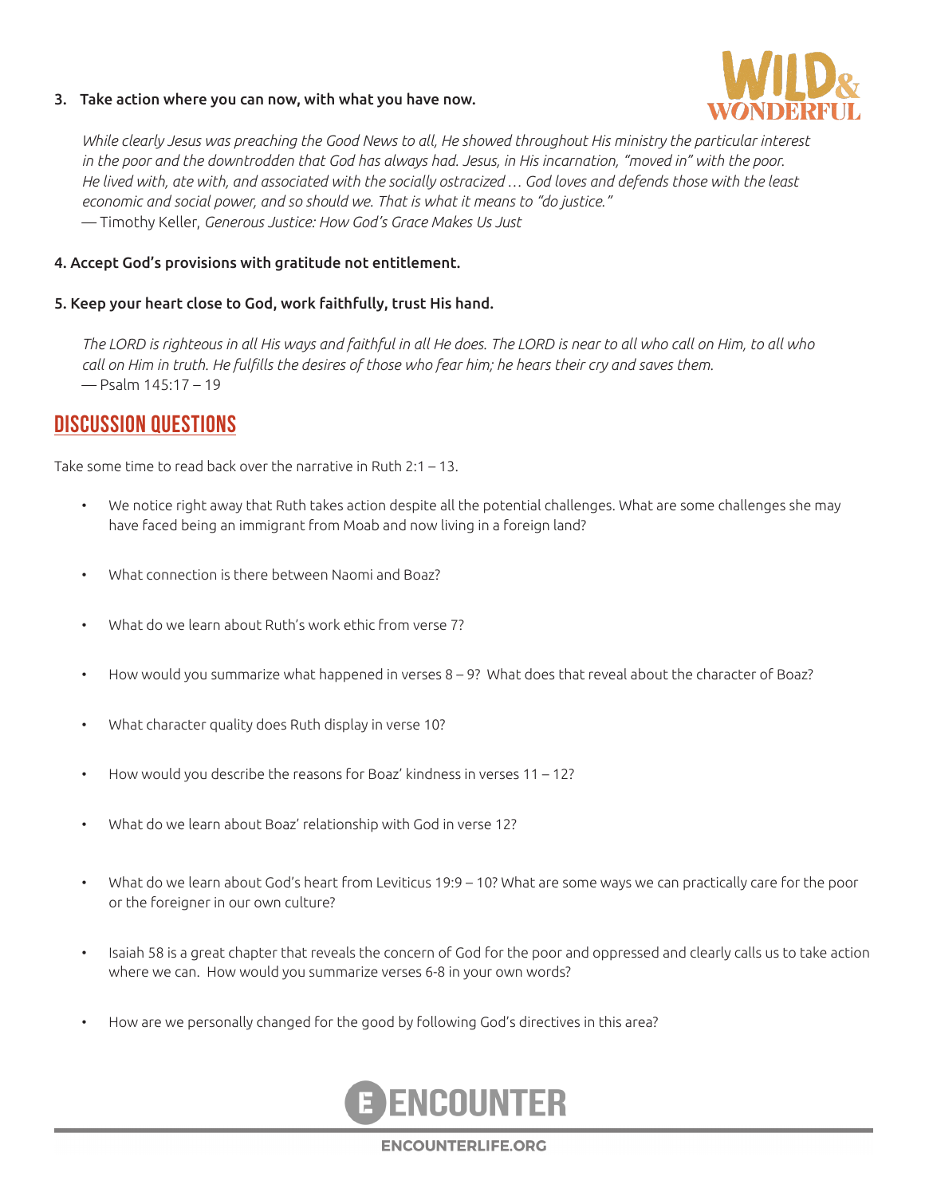3. **Take action where you can now, with what you have now.**

*While clearly Jesus was preaching the Good News to all, He showed throughout His ministry the particular interest in the poor and the downtrodden that God has always had. Jesus, in His incarnation, "moved in" with the poor. He lived with, ate with, and associated with the socially ostracized … God loves and defends those with the least economic and social power, and so should we. That is what it means to "do justice."*
— Timothy Keller, *Generous Justice: How God's Grace Makes Us Just*

4. **Accept God's provisions with gratitude not entitlement.**

5. **Keep your heart close to God, work faithfully, trust His hand.**

*The LORD is righteous in all His ways and faithful in all He does. The LORD is near to all who call on Him, to all who call on Him in truth. He fulfills the desires of those who fear him; he hears their cry and saves them.*
— Psalm 145:17 – 19

## DISCUSSION QUESTIONS

Take some time to read back over the narrative in Ruth 2:1 – 13.

- We notice right away that Ruth takes action despite all the potential challenges. What are some challenges she may have faced being an immigrant from Moab and now living in a foreign land?
- What connection is there between Naomi and Boaz?
- What do we learn about Ruth's work ethic from verse 7?
- How would you summarize what happened in verses 8 – 9? What does that reveal about the character of Boaz?
- What character quality does Ruth display in verse 10?
- How would you describe the reasons for Boaz' kindness in verses 11 – 12?
- What do we learn about Boaz' relationship with God in verse 12?
- What do we learn about God's heart from Leviticus 19:9 – 10? What are some ways we can practically care for the poor or the foreigner in our own culture?
- Isaiah 58 is a great chapter that reveals the concern of God for the poor and oppressed and clearly calls us to take action where we can. How would you summarize verses 6-8 in your own words?
- How are we personally changed for the good by following God's directives in this area?